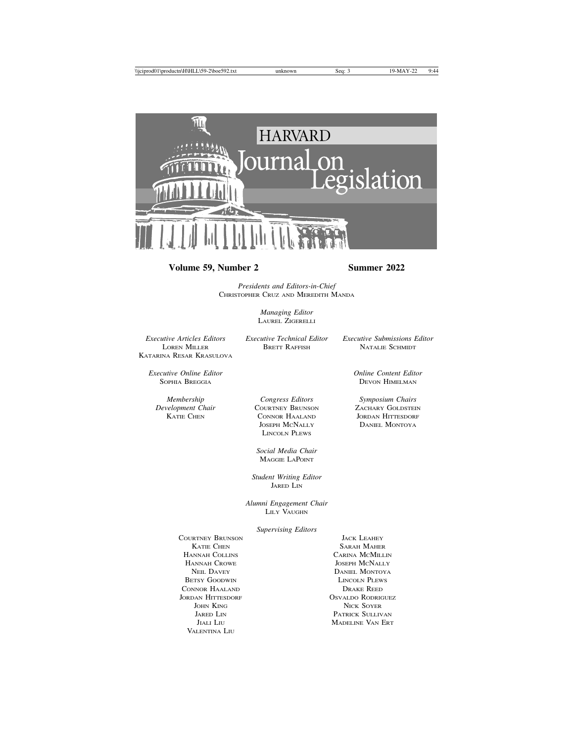# HARVARD Journal on Legislation

**Volume 59, Number 2** **Summer 2022**

*Presidents and Editors-in-Chief*
Christopher Cruz and Meredith Manda

*Managing Editor*
Laurel Zigerelli

*Executive Articles Editors*
Loren Miller
Katarina Resar Krasulova

*Executive Technical Editor*
Brett Raffish

*Executive Submissions Editor*
Natalie Schmidt

*Executive Online Editor*
Sophia Breggia

*Online Content Editor*
Devon Himelman

*Membership Development Chair*
Katie Chen

*Congress Editors*
Courtney Brunson
Connor Haaland
Joseph McNally
Lincoln Plews

*Symposium Chairs*
Zachary Goldstein
Jordan Hittesdorf
Daniel Montoya

*Social Media Chair*
Maggie LaPoint

*Student Writing Editor*
Jared Lin

*Alumni Engagement Chair*
Lily Vaughn

*Supervising Editors*

Courtney Brunson
Katie Chen
Hannah Collins
Hannah Crowe
Neil Davey
Betsy Goodwin
Connor Haaland
Jordan Hittesdorf
John King
Jared Lin
Jiali Liu
Valentina Liu
Jack Leahey
Sarah Maher
Carina McMillin
Joseph McNally
Daniel Montoya
Lincoln Plews
Drake Reed
Osvaldo Rodriguez
Nick Soyer
Patrick Sullivan
Madeline Van Ert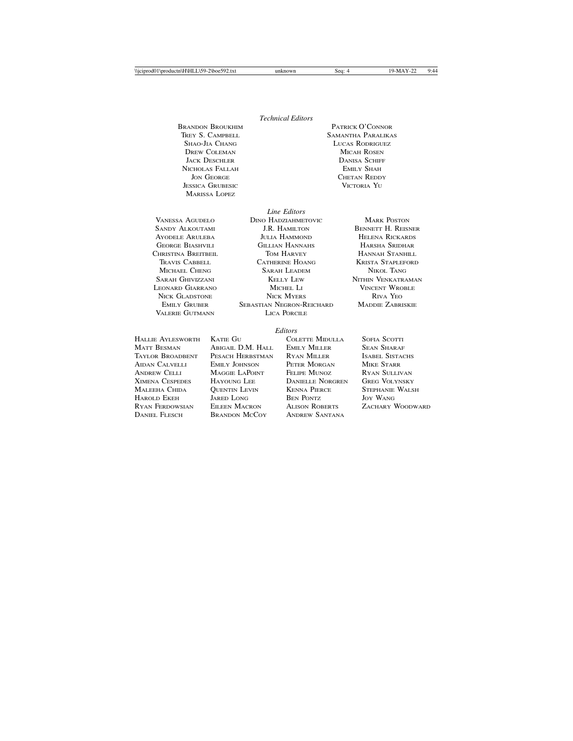*Technical Editors*

Brandon Broukhim
Trey S. Campbell
Shao-Jia Chang
Drew Coleman
Jack Deschler
Nicholas Fallah
Jon George
Jessica Grubesic
Marissa Lopez
Patrick O'Connor
Samantha Paralikas
Lucas Rodriguez
Micah Rosen
Danisa Schiff
Emily Shah
Chetan Reddy
Victoria Yu

*Line Editors*

Vanessa Agudelo
Sandy Alkoutami
Ayodele Aruleba
George Biashvili
Christina Breitbeil
Travis Cabbell
Michael Cheng
Sarah Ghivizzani
Leonard Giarrano
Nick Gladstone
Emily Gruber
Valerie Gutmann
Dino Hadziahmetovic
J.R. Hamilton
Julia Hammond
Gillian Hannahs
Tom Harvey
Catherine Hoang
Sarah Leadem
Kelly Lew
Michel Li
Nick Myers
Sebastian Negron-Reichard
Lica Porcile
Mark Poston
Bennett H. Reisner
Helena Rickards
Harsha Sridhar
Hannah Stanhill
Krista Stapleford
Nikol Tang
Nithin Venkatraman
Vincent Wroble
Riva Yeo
Maddie Zabriskie

*Editors*

Hallie Aylesworth
Matt Besman
Taylor Broadbent
Aidan Calvelli
Andrew Celli
Ximena Cespedes
Maleeha Chida
Harold Ekeh
Ryan Ferdowsian
Daniel Flesch
Katie Gu
Abigail D.M. Hall
Pesach Herbstman
Emily Johnson
Maggie LaPoint
Hayoung Lee
Quentin Levin
Jared Long
Eileen Macron
Brandon McCoy
Colette Midulla
Emily Miller
Ryan Miller
Peter Morgan
Felipe Munoz
Danielle Norgren
Kenna Pierce
Ben Pontz
Alison Roberts
Andrew Santana
Sofia Scotti
Sean Sharaf
Isabel Sistachs
Mike Starr
Ryan Sullivan
Greg Volynsky
Stephanie Walsh
Joy Wang
Zachary Woodward